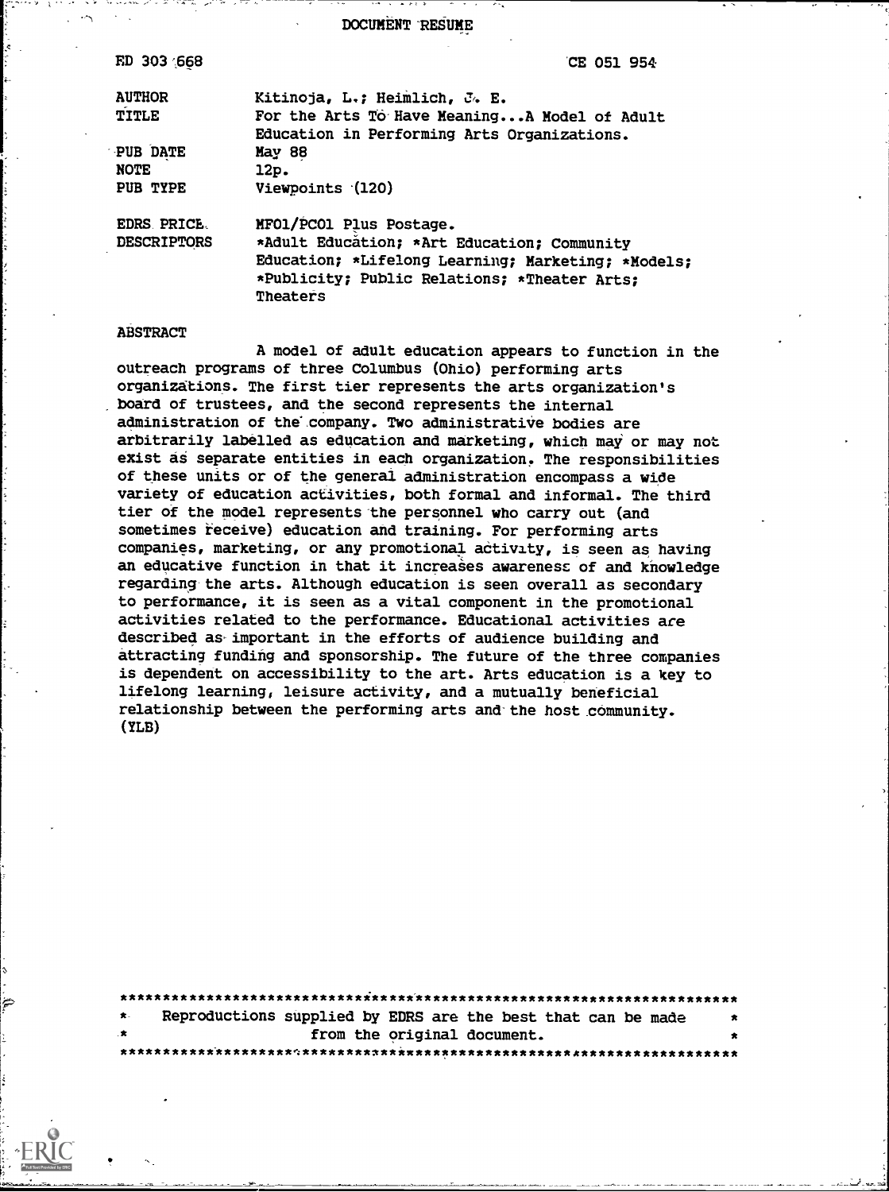# DOCUMENT RESUME

ED 303 668 CE 051 954

| | |
|---|---|
| AUTHOR | Kitinoja, L.; Heimlich, J. E. |
| TITLE | For the Arts To Have Meaning...A Model of Adult Education in Performing Arts Organizations. |
| PUB DATE | May 88 |
| NOTE | 12p. |
| PUB TYPE | Viewpoints (120) |
| EDRS PRICE | MF01/PC01 Plus Postage. |
| DESCRIPTORS | *Adult Education; *Art Education; Community Education; *Lifelong Learning; Marketing; *Models; *Publicity; Public Relations; *Theater Arts; Theaters |

## ABSTRACT

A model of adult education appears to function in the outreach programs of three Columbus (Ohio) performing arts organizations. The first tier represents the arts organization's board of trustees, and the second represents the internal administration of the company. Two administrative bodies are arbitrarily labelled as education and marketing, which may or may not exist as separate entities in each organization. The responsibilities of these units or of the general administration encompass a wide variety of education activities, both formal and informal. The third tier of the model represents the personnel who carry out (and sometimes receive) education and training. For performing arts companies, marketing, or any promotional activity, is seen as having an educative function in that it increases awareness of and knowledge regarding the arts. Although education is seen overall as secondary to performance, it is seen as a vital component in the promotional activities related to the performance. Educational activities are described as important in the efforts of audience building and attracting funding and sponsorship. The future of the three companies is dependent on accessibility to the art. Arts education is a key to lifelong learning, leisure activity, and a mutually beneficial relationship between the performing arts and the host community. (YLB)

***********************************************************************
* Reproductions supplied by EDRS are the best that can be made *
* from the original document. *
***********************************************************************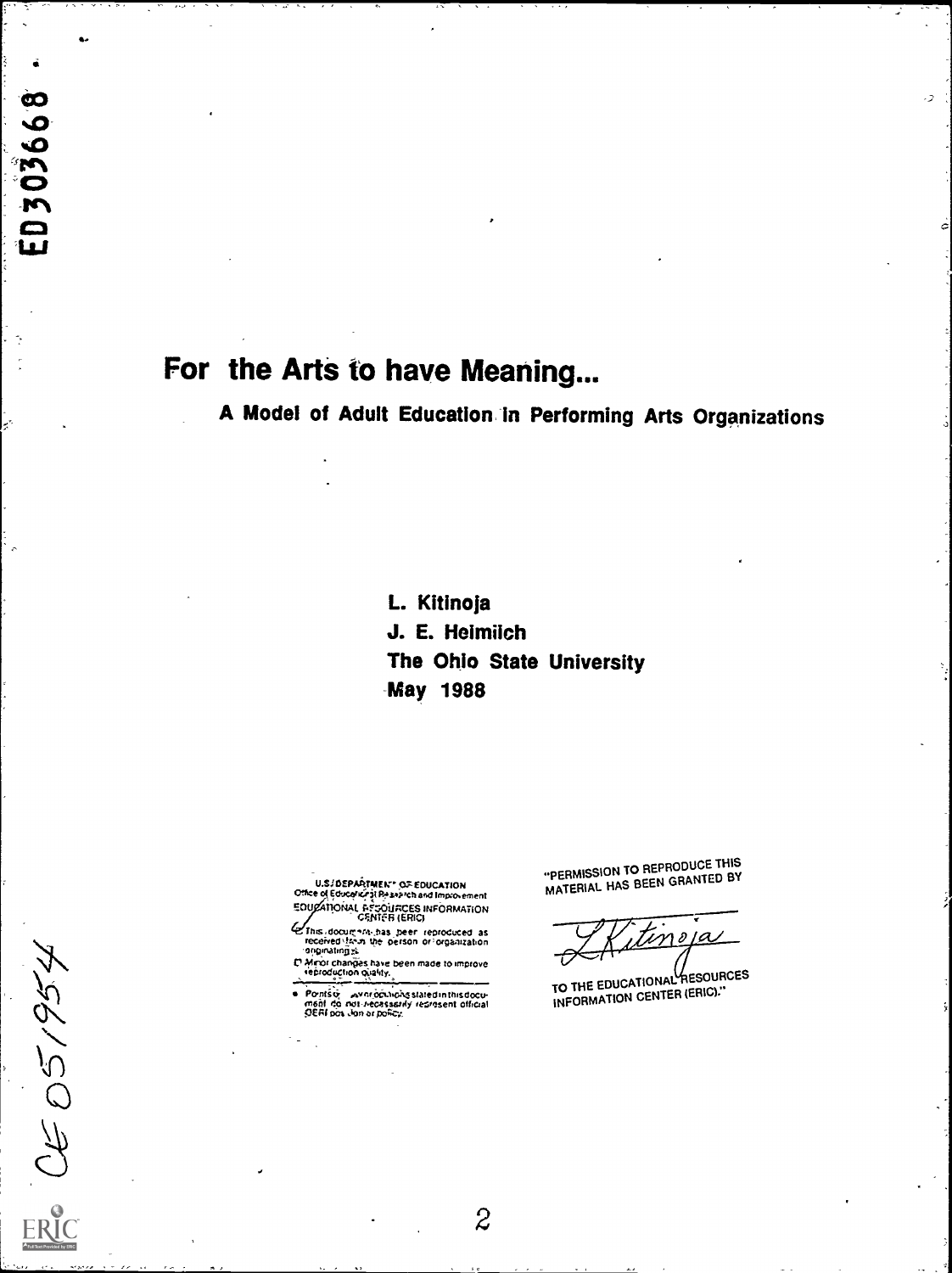ED303668

# For the Arts to have Meaning...

## A Model of Adult Education in Performing Arts Organizations

**L. Kitinoja**
**J. E. Heimlich**
**The Ohio State University**
**May 1988**

U.S. DEPARTMENT OF EDUCATION
Office of Educational Research and Improvement
EDUCATIONAL RESOURCES INFORMATION CENTER (ERIC)

- This document has been reproduced as received from the person or organization originating it.
- Minor changes have been made to improve reproduction quality.
- Points of view or opinions stated in this document do not necessarily represent official OERI position or policy.

"PERMISSION TO REPRODUCE THIS MATERIAL HAS BEEN GRANTED BY

L Kitinoja

TO THE EDUCATIONAL RESOURCES INFORMATION CENTER (ERIC)."

CE 051954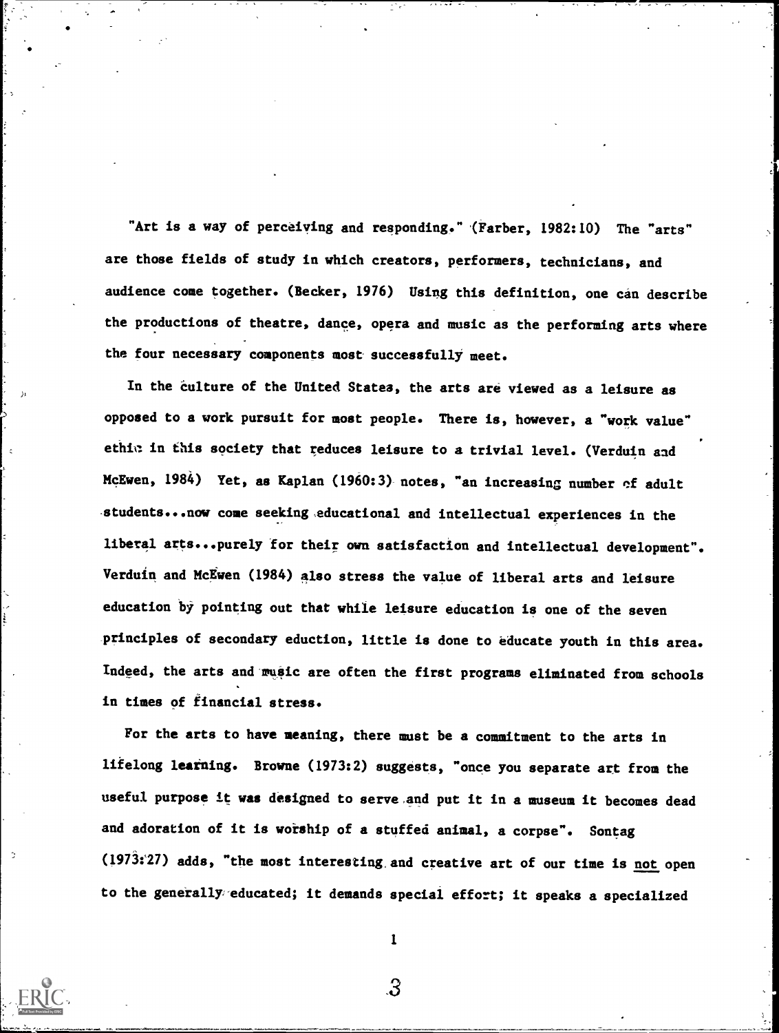"Art is a way of perceiving and responding." (Farber, 1982:10) The "arts" are those fields of study in which creators, performers, technicians, and audience come together. (Becker, 1976) Using this definition, one can describe the productions of theatre, dance, opera and music as the performing arts where the four necessary components most successfully meet.

In the culture of the United States, the arts are viewed as a leisure as opposed to a work pursuit for most people. There is, however, a "work value" ethic in this society that reduces leisure to a trivial level. (Verduin and McEwen, 1984) Yet, as Kaplan (1960:3) notes, "an increasing number of adult students...now come seeking educational and intellectual experiences in the liberal arts...purely for their own satisfaction and intellectual development". Verduin and McEwen (1984) also stress the value of liberal arts and leisure education by pointing out that while leisure education is one of the seven principles of secondary eduction, little is done to educate youth in this area. Indeed, the arts and music are often the first programs eliminated from schools in times of financial stress.

For the arts to have meaning, there must be a commitment to the arts in lifelong learning. Browne (1973:2) suggests, "once you separate art from the useful purpose it was designed to serve and put it in a museum it becomes dead and adoration of it is worship of a stuffed animal, a corpse". Sontag (1973:27) adds, "the most interesting and creative art of our time is not open to the generally educated; it demands special effort; it speaks a specialized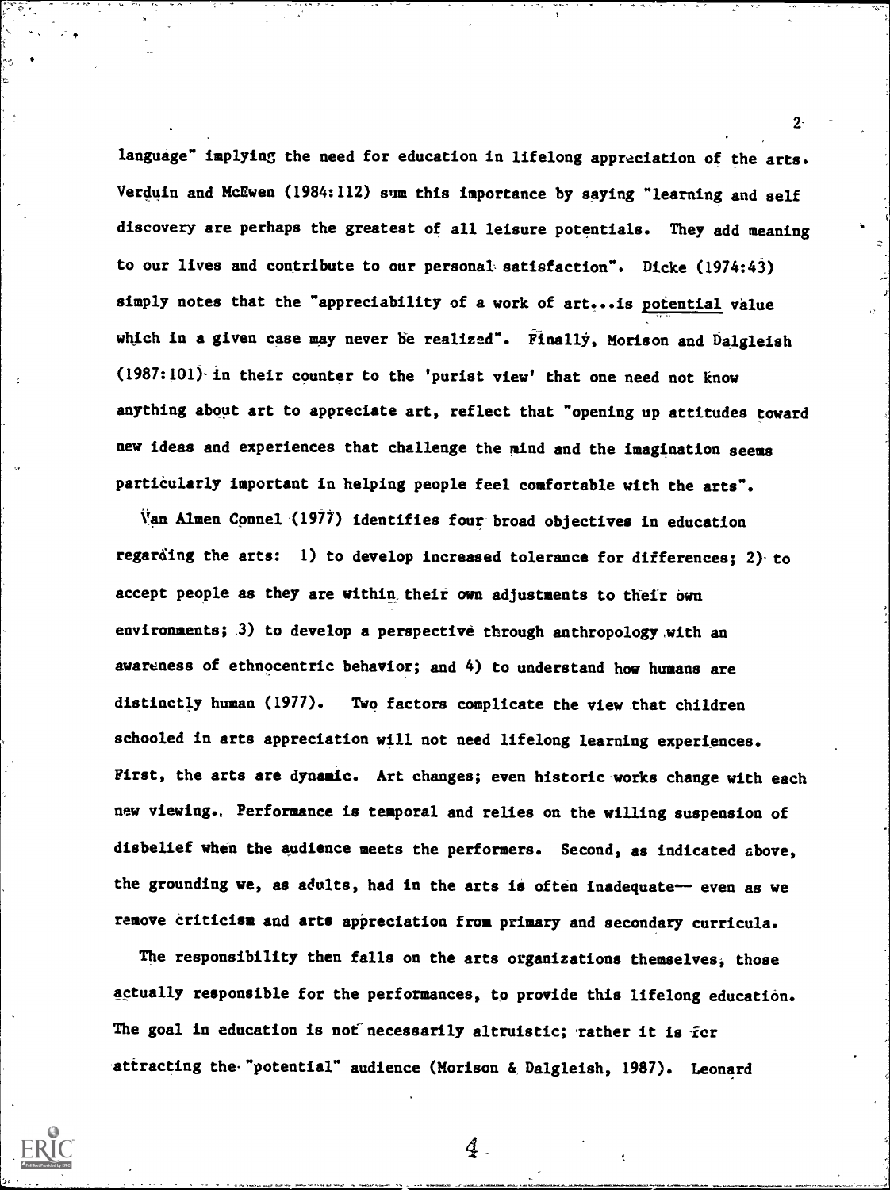language" implying the need for education in lifelong appreciation of the arts. Verduin and McEwen (1984:112) sum this importance by saying "learning and self discovery are perhaps the greatest of all leisure potentials. They add meaning to our lives and contribute to our personal satisfaction". Dicke (1974:43) simply notes that the "appreciability of a work of art...is <u>potential</u> value which in a given case may never be realized". Finally, Morison and Dalgleish (1987:101) in their counter to the 'purist view' that one need not know anything about art to appreciate art, reflect that "opening up attitudes toward new ideas and experiences that challenge the mind and the imagination seems particularly important in helping people feel comfortable with the arts".

Van Almen Connel (1977) identifies four broad objectives in education regarding the arts: 1) to develop increased tolerance for differences; 2) to accept people as they are within their own adjustments to their own environments; 3) to develop a perspective through anthropology with an awareness of ethnocentric behavior; and 4) to understand how humans are distinctly human (1977). Two factors complicate the view that children schooled in arts appreciation will not need lifelong learning experiences. First, the arts are dynamic. Art changes; even historic works change with each new viewing. Performance is temporal and relies on the willing suspension of disbelief when the audience meets the performers. Second, as indicated above, the grounding we, as adults, had in the arts is often inadequate-- even as we remove criticism and arts appreciation from primary and secondary curricula.

The responsibility then falls on the arts organizations themselves, those actually responsible for the performances, to provide this lifelong education. The goal in education is not necessarily altruistic; rather it is for attracting the "potential" audience (Morison & Dalgleish, 1987). Leonard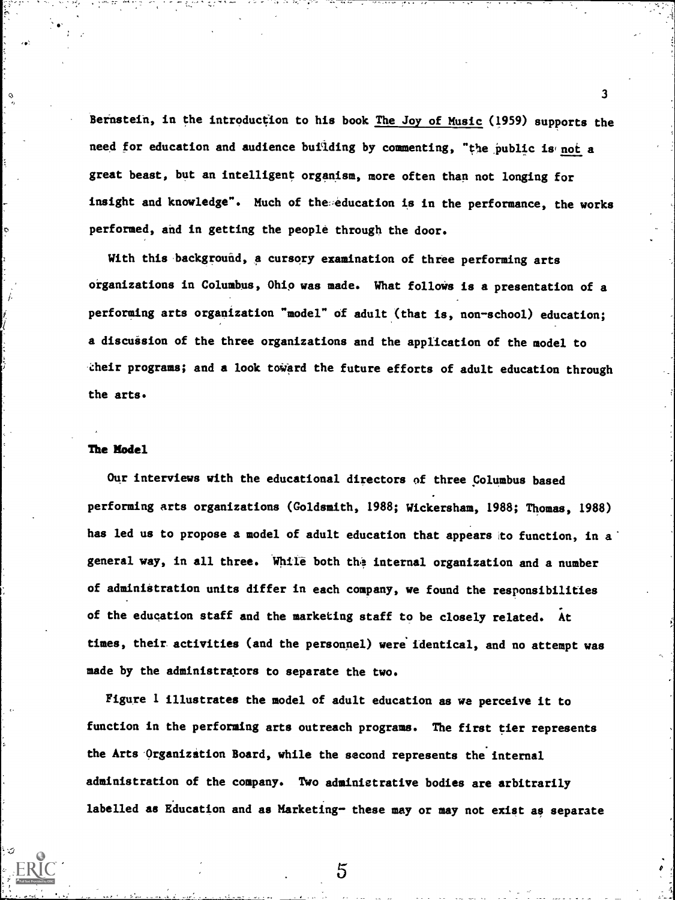Bernstein, in the introduction to his book The Joy of Music (1959) supports the need for education and audience building by commenting, "the public is not a great beast, but an intelligent organism, more often than not longing for insight and knowledge". Much of the education is in the performance, the works performed, and in getting the people through the door.

With this background, a cursory examination of three performing arts organizations in Columbus, Ohio was made. What follows is a presentation of a performing arts organization "model" of adult (that is, non-school) education; a discussion of the three organizations and the application of the model to their programs; and a look toward the future efforts of adult education through the arts.

## The Model

Our interviews with the educational directors of three Columbus based performing arts organizations (Goldsmith, 1988; Wickersham, 1988; Thomas, 1988) has led us to propose a model of adult education that appears to function, in a general way, in all three. While both the internal organization and a number of administration units differ in each company, we found the responsibilities of the education staff and the marketing staff to be closely related. At times, their activities (and the personnel) were identical, and no attempt was made by the administrators to separate the two.

Figure 1 illustrates the model of adult education as we perceive it to function in the performing arts outreach programs. The first tier represents the Arts Organization Board, while the second represents the internal administration of the company. Two administrative bodies are arbitrarily labelled as Education and as Marketing- these may or may not exist as separate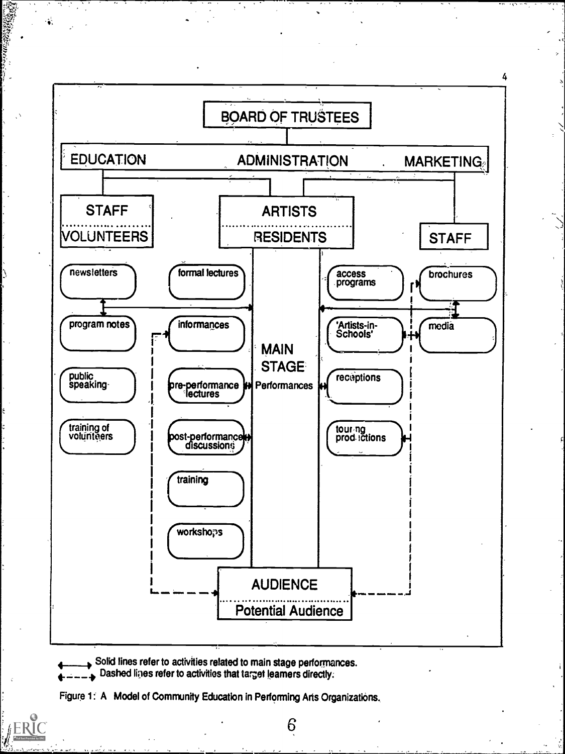BOARD OF TRUSTEES

EDUCATION | ADMINISTRATION | MARKETING

STAFF / VOLUNTEERS

ARTISTS / RESIDENTS

STAFF

- newsletters
- program notes
- public speaking
- training of volunteers

- formal lectures
- informances
- pre-performance lectures
- post-performance discussions
- training
- workshops

MAIN STAGE Performances

- access programs
- 'Artists-in-Schools'
- receptions
- touring productions

- brochures
- media

AUDIENCE / Potential Audience

Solid lines refer to activities related to main stage performances.
Dashed lines refer to activities that target learners directly.

Figure 1: A Model of Community Education in Performing Arts Organizations.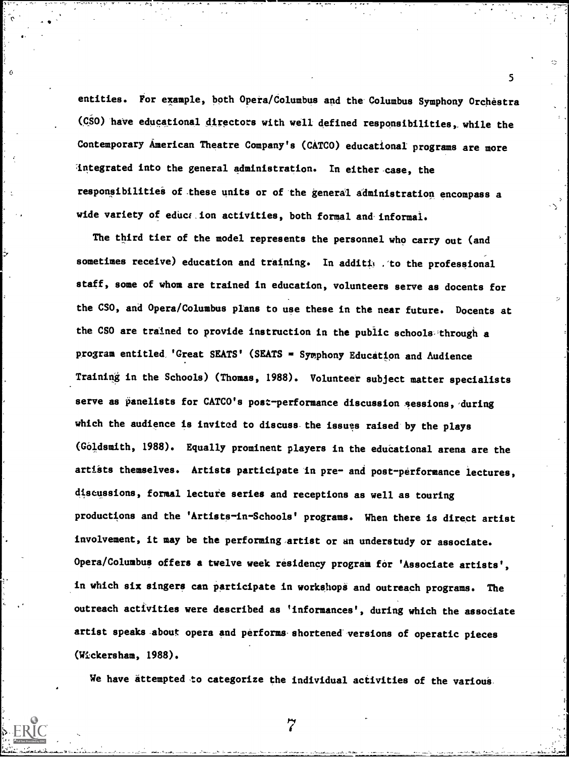entities. For example, both Opera/Columbus and the Columbus Symphony Orchestra (CSO) have educational directors with well defined responsibilities, while the Contemporary American Theatre Company's (CATCO) educational programs are more integrated into the general administration. In either case, the responsibilities of these units or of the general administration encompass a wide variety of education activities, both formal and informal.

The third tier of the model represents the personnel who carry out (and sometimes receive) education and training. In addition to the professional staff, some of whom are trained in education, volunteers serve as docents for the CSO, and Opera/Columbus plans to use these in the near future. Docents at the CSO are trained to provide instruction in the public schools through a program entitled 'Great SEATS' (SEATS = Symphony Education and Audience Training in the Schools) (Thomas, 1988). Volunteer subject matter specialists serve as panelists for CATCO's post-performance discussion sessions, during which the audience is invited to discuss the issues raised by the plays (Goldsmith, 1988). Equally prominent players in the educational arena are the artists themselves. Artists participate in pre- and post-performance lectures, discussions, formal lecture series and receptions as well as touring productions and the 'Artists-in-Schools' programs. When there is direct artist involvement, it may be the performing artist or an understudy or associate. Opera/Columbus offers a twelve week residency program for 'Associate artists', in which six singers can participate in workshops and outreach programs. The outreach activities were described as 'informances', during which the associate artist speaks about opera and performs shortened versions of operatic pieces (Wickersham, 1988).

We have attempted to categorize the individual activities of the various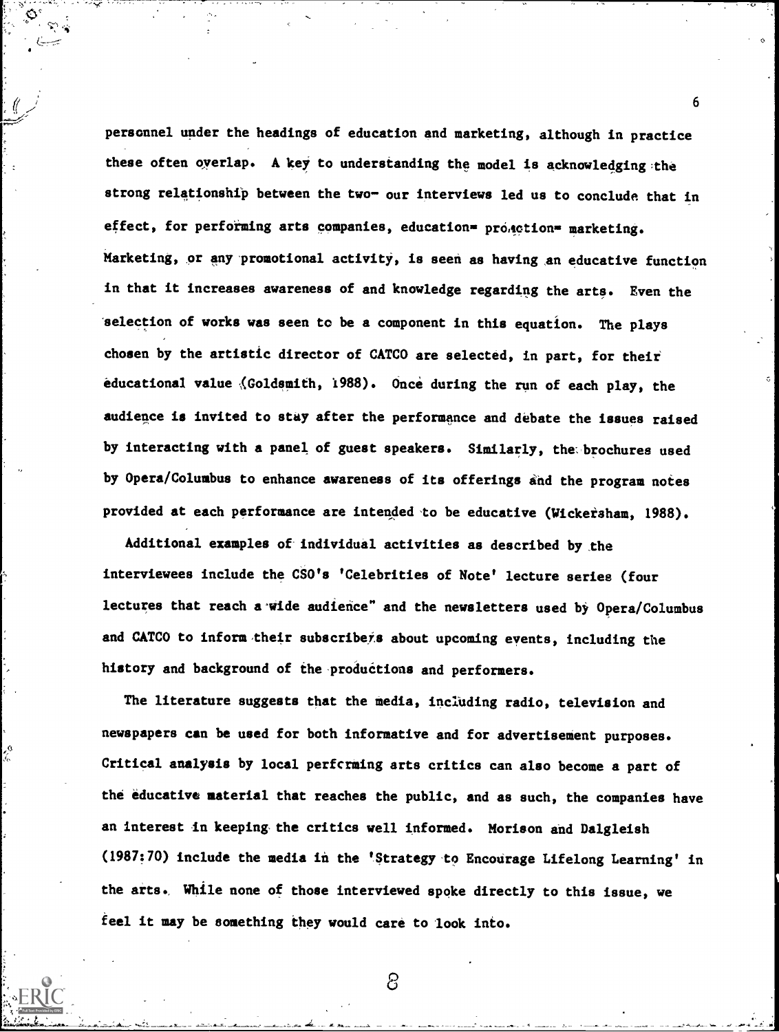personnel under the headings of education and marketing, although in practice these often overlap. A key to understanding the model is acknowledging the strong relationship between the two- our interviews led us to conclude that in effect, for performing arts companies, education= promotion= marketing. Marketing, or any promotional activity, is seen as having an educative function in that it increases awareness of and knowledge regarding the arts. Even the selection of works was seen to be a component in this equation. The plays chosen by the artistic director of CATCO are selected, in part, for their educational value (Goldsmith, 1988). Once during the run of each play, the audience is invited to stay after the performance and debate the issues raised by interacting with a panel of guest speakers. Similarly, the brochures used by Opera/Columbus to enhance awareness of its offerings and the program notes provided at each performance are intended to be educative (Wickersham, 1988).

Additional examples of individual activities as described by the interviewees include the CSO's 'Celebrities of Note' lecture series (four lectures that reach a wide audience" and the newsletters used by Opera/Columbus and CATCO to inform their subscribers about upcoming events, including the history and background of the productions and performers.

The literature suggests that the media, including radio, television and newspapers can be used for both informative and for advertisement purposes. Critical analysis by local performing arts critics can also become a part of the educative material that reaches the public, and as such, the companies have an interest in keeping the critics well informed. Morison and Dalgleish (1987:70) include the media in the 'Strategy to Encourage Lifelong Learning' in the arts. While none of those interviewed spoke directly to this issue, we feel it may be something they would care to look into.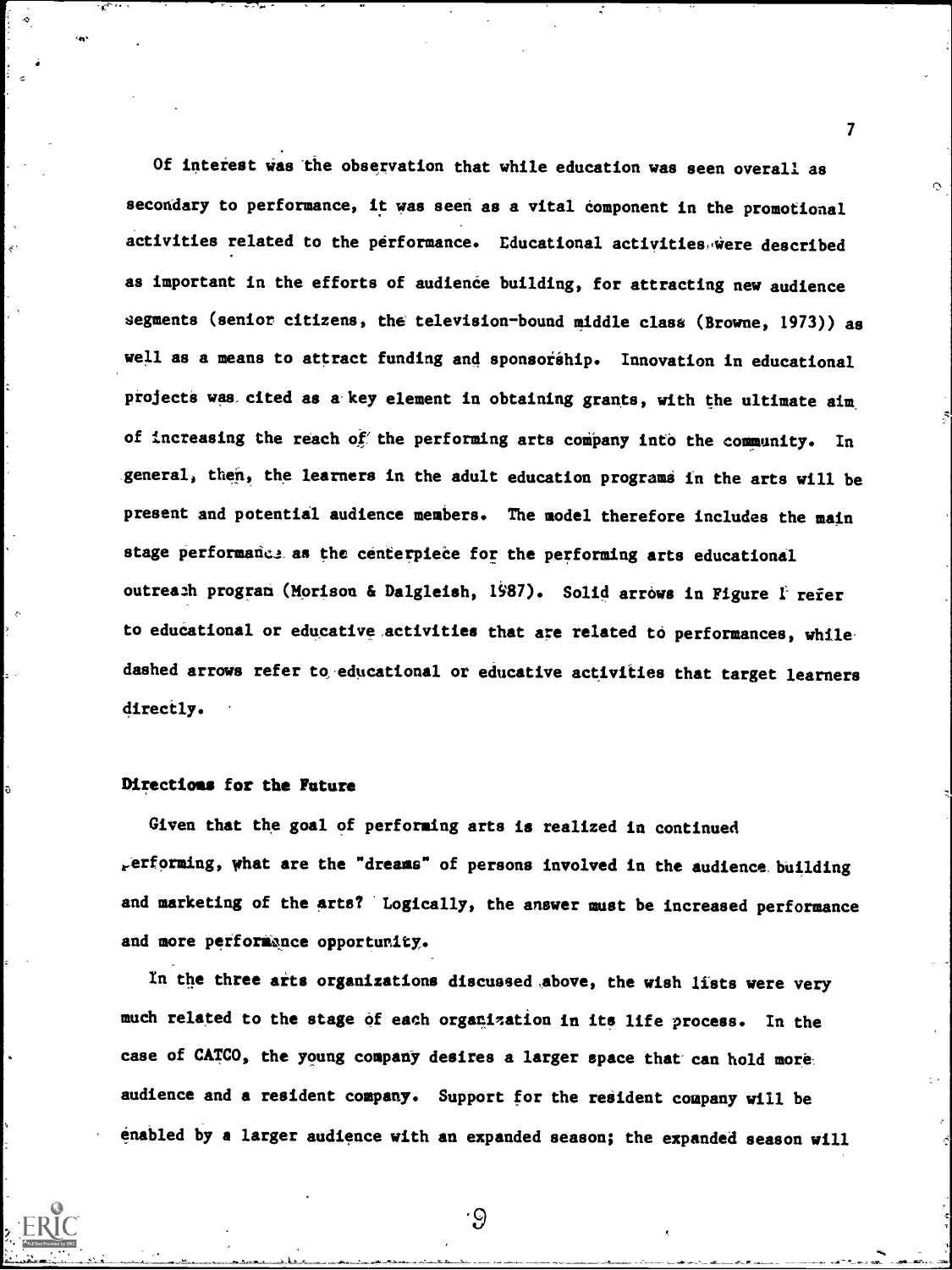Of interest was the observation that while education was seen overall as secondary to performance, it was seen as a vital component in the promotional activities related to the performance. Educational activities were described as important in the efforts of audience building, for attracting new audience segments (senior citizens, the television-bound middle class (Browne, 1973)) as well as a means to attract funding and sponsorship. Innovation in educational projects was cited as a key element in obtaining grants, with the ultimate aim of increasing the reach of the performing arts company into the community. In general, then, the learners in the adult education programs in the arts will be present and potential audience members. The model therefore includes the main stage performance as the centerpiece for the performing arts educational outreach program (Morison & Dalgleish, 1987). Solid arrows in Figure 1 refer to educational or educative activities that are related to performances, while dashed arrows refer to educational or educative activities that target learners directly.

## Directions for the Future

Given that the goal of performing arts is realized in continued performing, what are the "dreams" of persons involved in the audience building and marketing of the arts? Logically, the answer must be increased performance and more performance opportunity.

In the three arts organizations discussed above, the wish lists were very much related to the stage of each organization in its life process. In the case of CATCO, the young company desires a larger space that can hold more audience and a resident company. Support for the resident company will be enabled by a larger audience with an expanded season; the expanded season will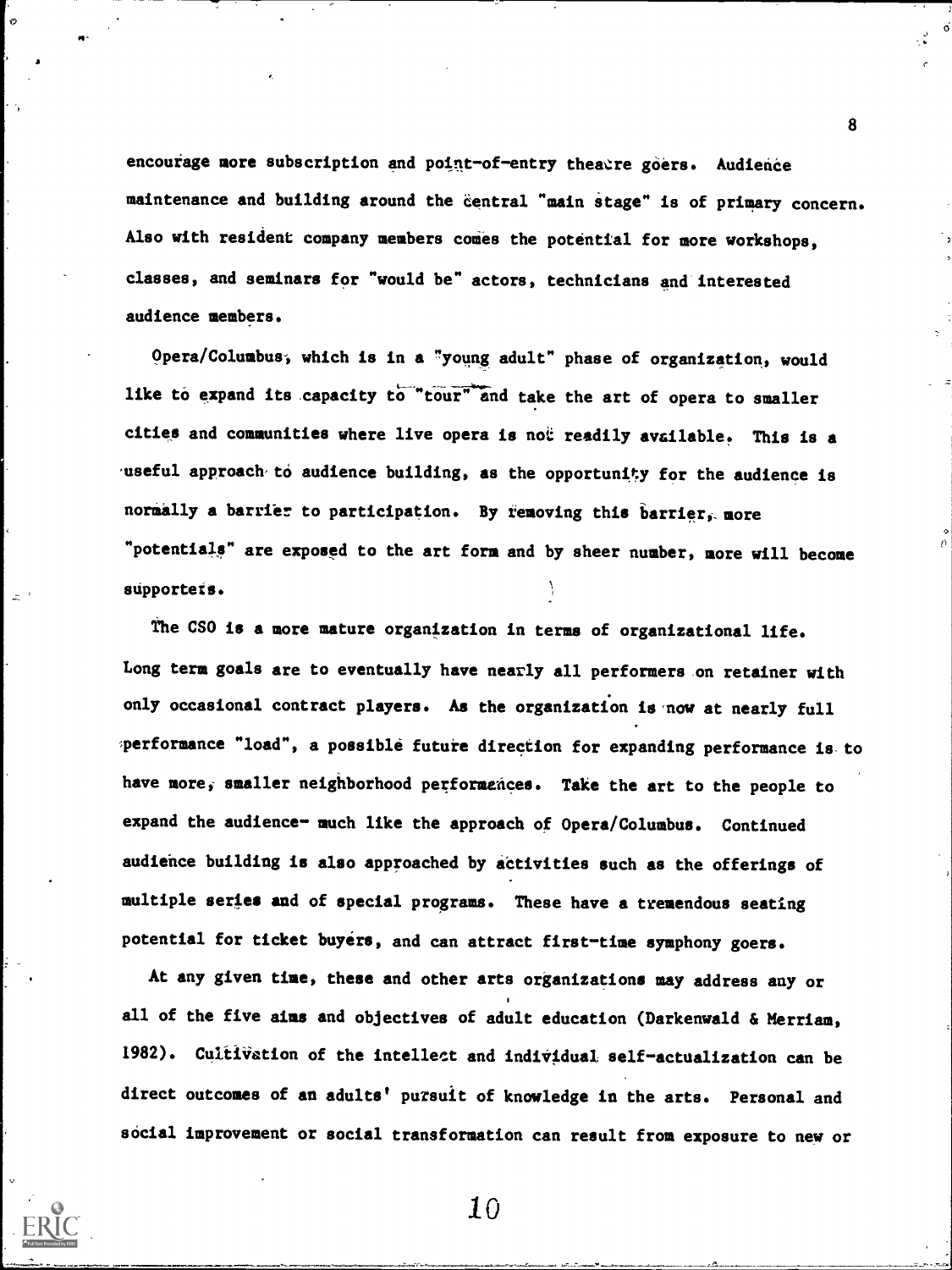encourage more subscription and point-of-entry theatre goers. Audience maintenance and building around the central "main stage" is of primary concern. Also with resident company members comes the potential for more workshops, classes, and seminars for "would be" actors, technicians and interested audience members.

Opera/Columbus, which is in a "young adult" phase of organization, would like to expand its capacity to "tour" and take the art of opera to smaller cities and communities where live opera is not readily available. This is a useful approach to audience building, as the opportunity for the audience is normally a barrier to participation. By removing this barrier, more "potentials" are exposed to the art form and by sheer number, more will become supporters.

The CSO is a more mature organization in terms of organizational life. Long term goals are to eventually have nearly all performers on retainer with only occasional contract players. As the organization is now at nearly full performance "load", a possible future direction for expanding performance is to have more, smaller neighborhood performances. Take the art to the people to expand the audience- much like the approach of Opera/Columbus. Continued audience building is also approached by activities such as the offerings of multiple series and of special programs. These have a tremendous seating potential for ticket buyers, and can attract first-time symphony goers.

At any given time, these and other arts organizations may address any or all of the five aims and objectives of adult education (Darkenwald & Merriam, 1982). Cultivation of the intellect and individual self-actualization can be direct outcomes of an adults' pursuit of knowledge in the arts. Personal and social improvement or social transformation can result from exposure to new or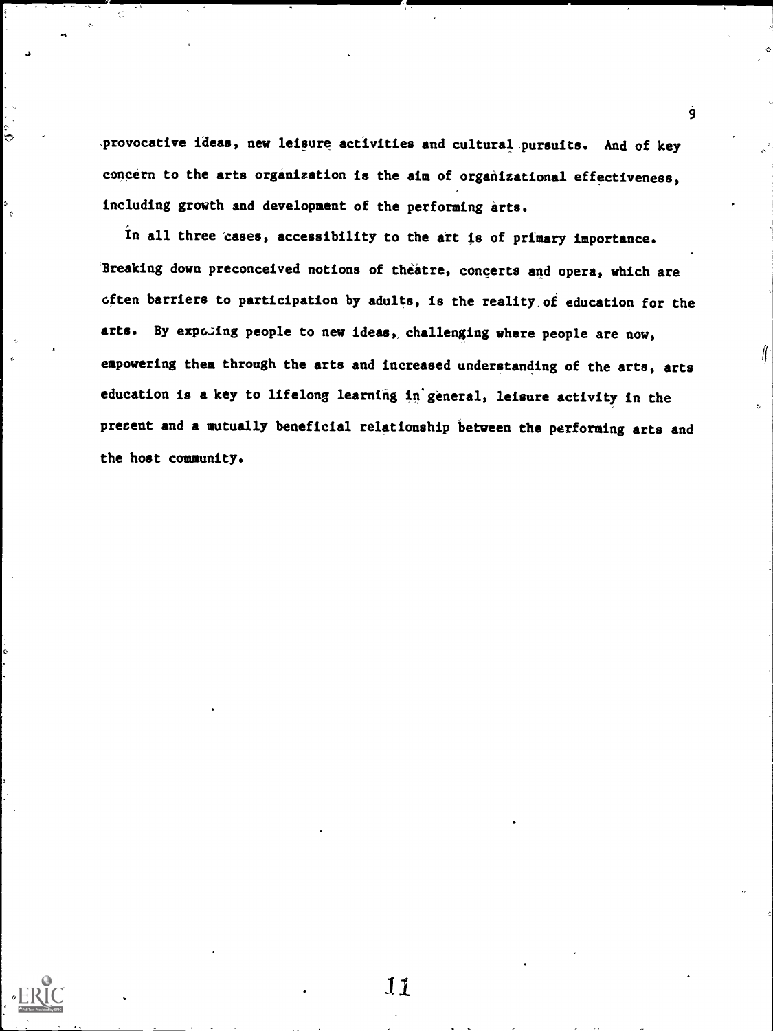provocative ideas, new leisure activities and cultural pursuits. And of key concern to the arts organization is the aim of organizational effectiveness, including growth and development of the performing arts.

In all three cases, accessibility to the art is of primary importance. Breaking down preconceived notions of theatre, concerts and opera, which are often barriers to participation by adults, is the reality of education for the arts. By exposing people to new ideas, challenging where people are now, empowering them through the arts and increased understanding of the arts, arts education is a key to lifelong learning in general, leisure activity in the present and a mutually beneficial relationship between the performing arts and the host community.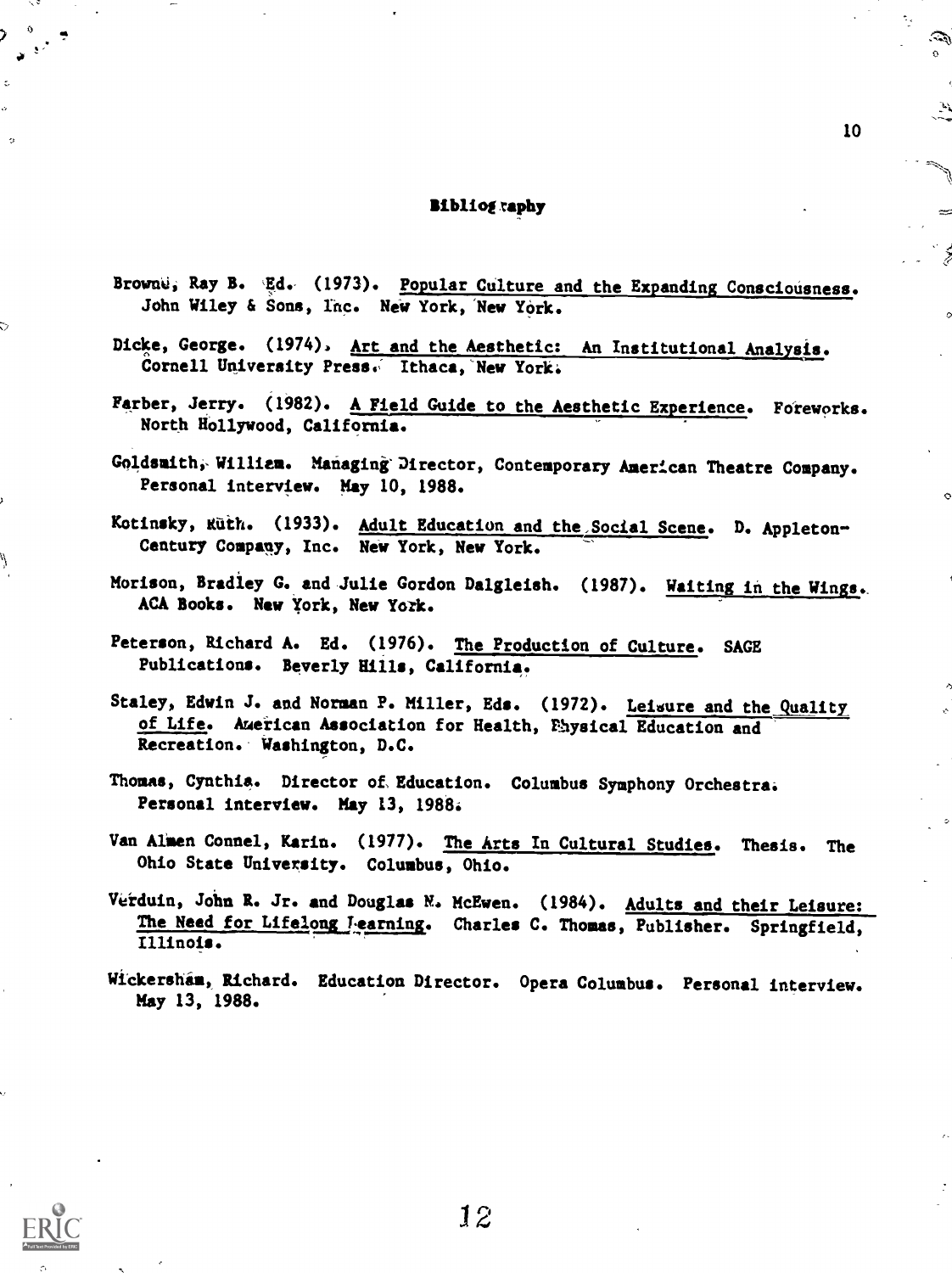## Bibliography

Browne, Ray B. Ed. (1973). Popular Culture and the Expanding Consciousness. John Wiley & Sons, Inc. New York, New York.

Dicke, George. (1974). Art and the Aesthetic: An Institutional Analysis. Cornell University Press. Ithaca, New York.

Farber, Jerry. (1982). A Field Guide to the Aesthetic Experience. Foreworks. North Hollywood, California.

Goldsmith, William. Managing Director, Contemporary American Theatre Company. Personal interview. May 10, 1988.

Kotinsky, Ruth. (1933). Adult Education and the Social Scene. D. Appleton-Century Company, Inc. New York, New York.

Morison, Bradley G. and Julie Gordon Dalgleish. (1987). Waiting in the Wings. ACA Books. New York, New York.

Peterson, Richard A. Ed. (1976). The Production of Culture. SAGE Publications. Beverly Hills, California.

Staley, Edwin J. and Norman P. Miller, Eds. (1972). Leisure and the Quality of Life. American Association for Health, Physical Education and Recreation. Washington, D.C.

Thomas, Cynthia. Director of Education. Columbus Symphony Orchestra. Personal interview. May 13, 1988.

Van Almen Connel, Karin. (1977). The Arts In Cultural Studies. Thesis. The Ohio State University. Columbus, Ohio.

Verduin, John R. Jr. and Douglas N. McEwen. (1984). Adults and their Leisure: The Need for Lifelong Learning. Charles C. Thomas, Publisher. Springfield, Illinois.

Wickersham, Richard. Education Director. Opera Columbus. Personal interview. May 13, 1988.